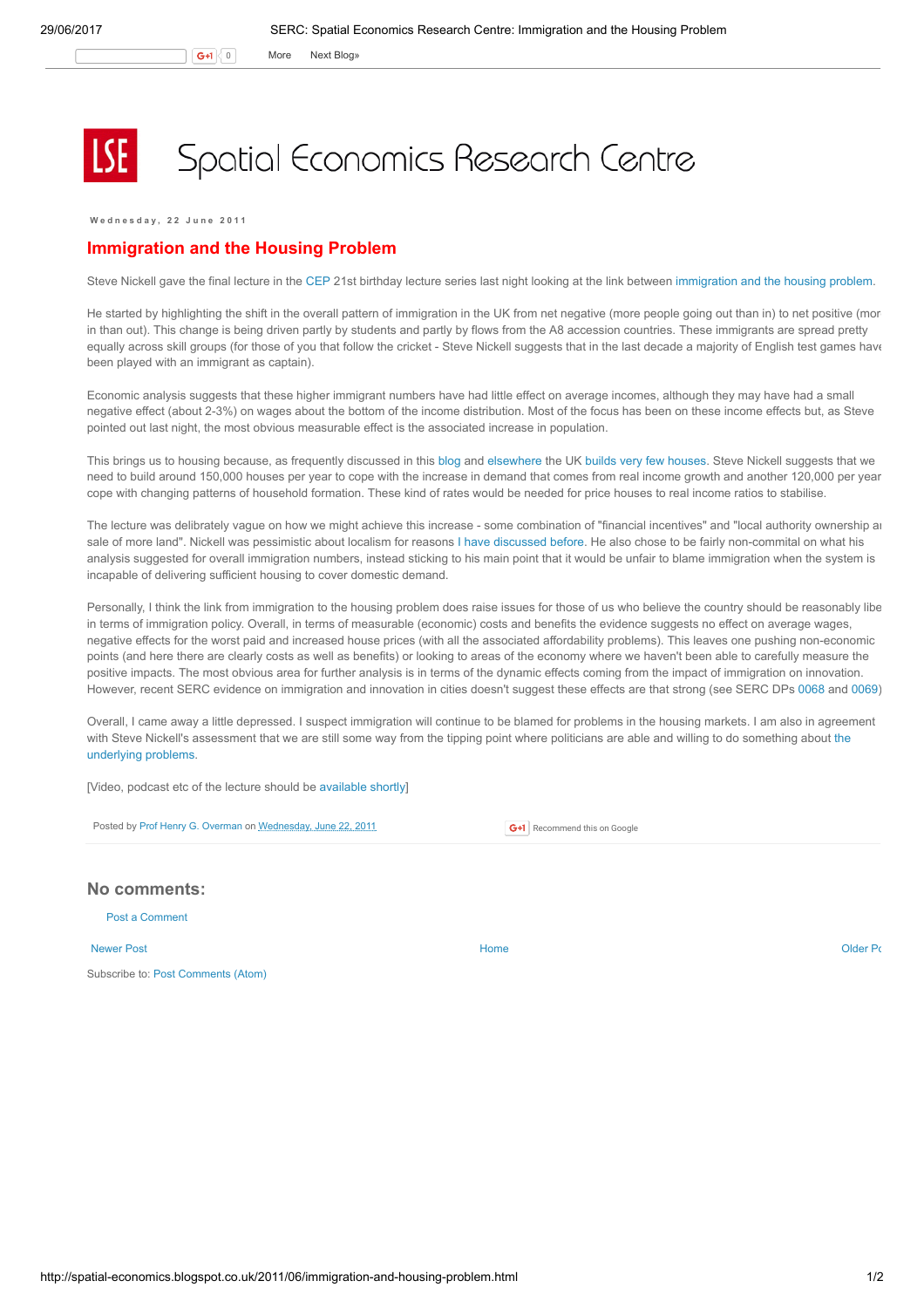# Spatial Economics Research Centre

Wednesday, 22 June 2011

## Immigration and the Housing Problem

Steve Nickell gave the final lecture in the CEP 21st birthday lecture series last night looking at the link between immigration and the housing problem.

He started by highlighting the shift in the overall pattern of immigration in the UK from net negative (more people going out than in) to net positive (mor in than out). This change is being driven partly by students and partly by flows from the A8 accession countries. These immigrants are spread pretty equally across skill groups (for those of you that follow the cricket - Steve Nickell suggests that in the last decade a majority of English test games have been played with an immigrant as captain).

Economic analysis suggests that these higher immigrant numbers have had little effect on average incomes, although they may have had a small negative effect (about 2-3%) on wages about the bottom of the income distribution. Most of the focus has been on these income effects but, as Steve pointed out last night, the most obvious measurable effect is the associated increase in population.

This brings us to housing because, as frequently discussed in this blog and elsewhere the UK builds very few houses. Steve Nickell suggests that we need to build around 150,000 houses per year to cope with the increase in demand that comes from real income growth and another 120,000 per year cope with changing patterns of household formation. These kind of rates would be needed for price houses to real income ratios to stabilise.

The lecture was delibrately vague on how we might achieve this increase - some combination of "financial incentives" and "local authority ownership ar sale of more land". Nickell was pessimistic about localism for reasons I have discussed before. He also chose to be fairly non-commital on what his analysis suggested for overall immigration numbers, instead sticking to his main point that it would be unfair to blame immigration when the system is incapable of delivering sufficient housing to cover domestic demand.

Personally, I think the link from immigration to the housing problem does raise issues for those of us who believe the country should be reasonably libe in terms of immigration policy. Overall, in terms of measurable (economic) costs and benefits the evidence suggests no effect on average wages, negative effects for the worst paid and increased house prices (with all the associated affordability problems). This leaves one pushing non-economic points (and here there are clearly costs as well as benefits) or looking to areas of the economy where we haven't been able to carefully measure the positive impacts. The most obvious area for further analysis is in terms of the dynamic effects coming from the impact of immigration on innovation. However, recent SERC evidence on immigration and innovation in cities doesn't suggest these effects are that strong (see SERC DPs 0068 and 0069)

Overall, I came away a little depressed. I suspect immigration will continue to be blamed for problems in the housing markets. I am also in agreement with Steve Nickell's assessment that we are still some way from the tipping point where politicians are able and willing to do something about the underlying problems.

[Video, podcast etc of the lecture should be available shortly]

Posted by Prof Henry G. Overman on Wednesday, June 22, 2011

Recommend this on Google

## No comments:

Post a Comment

Newer Post | Home | Older Po

Subscribe to: Post Comments (Atom)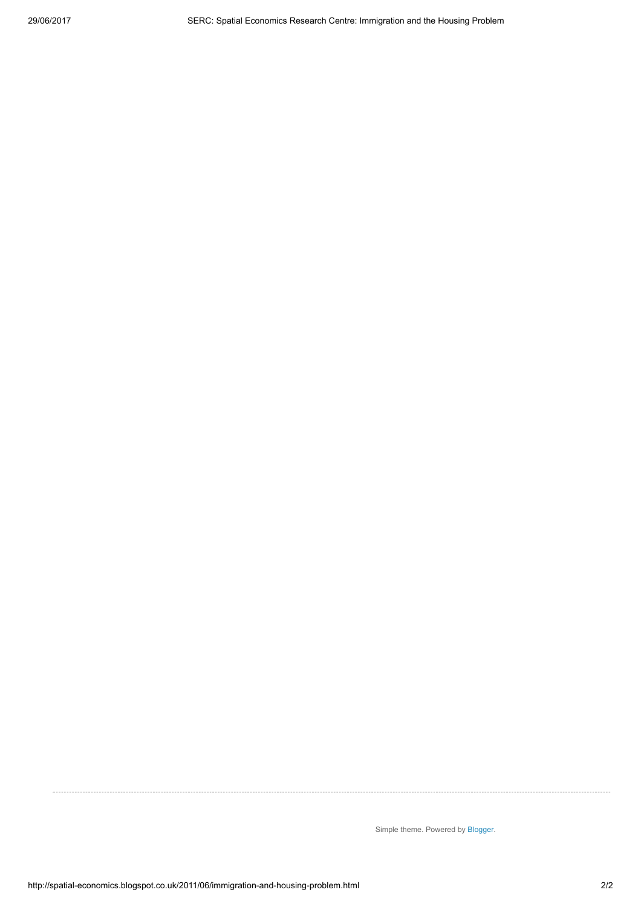Simple theme. Powered by Blogger.